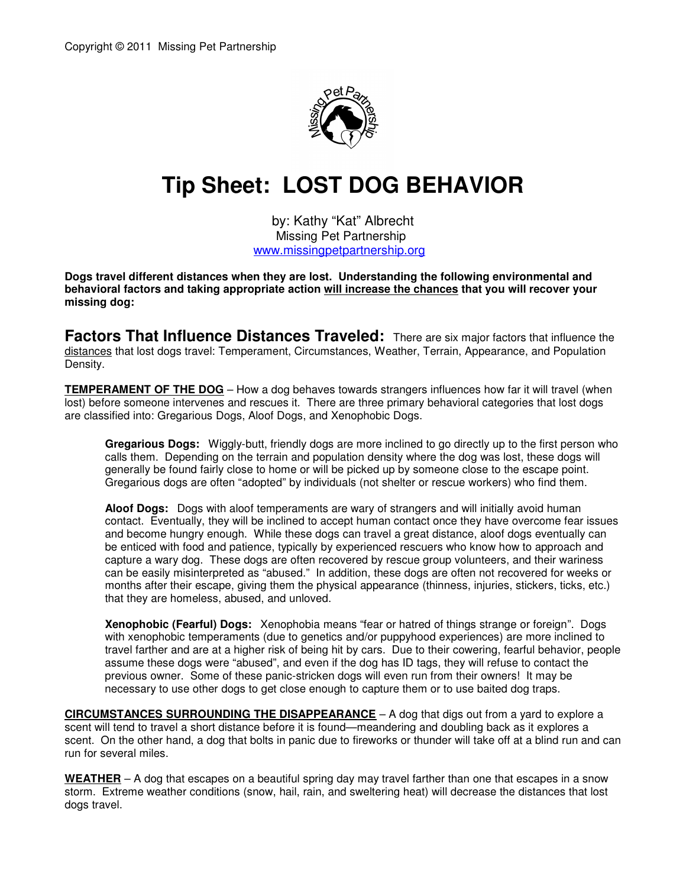Copyright © 2011 Missing Pet Partnership

# Tip Sheet: LOST DOG BEHAVIOR

by: Kathy "Kat" Albrecht
Missing Pet Partnership
www.missingpetpartnership.org

**Dogs travel different distances when they are lost. Understanding the following environmental and behavioral factors and taking appropriate action will increase the chances that you will recover your missing dog:**

## Factors That Influence Distances Traveled:

There are six major factors that influence the distances that lost dogs travel: Temperament, Circumstances, Weather, Terrain, Appearance, and Population Density.

**TEMPERAMENT OF THE DOG** – How a dog behaves towards strangers influences how far it will travel (when lost) before someone intervenes and rescues it. There are three primary behavioral categories that lost dogs are classified into: Gregarious Dogs, Aloof Dogs, and Xenophobic Dogs.

**Gregarious Dogs:** Wiggly-butt, friendly dogs are more inclined to go directly up to the first person who calls them. Depending on the terrain and population density where the dog was lost, these dogs will generally be found fairly close to home or will be picked up by someone close to the escape point. Gregarious dogs are often "adopted" by individuals (not shelter or rescue workers) who find them.

**Aloof Dogs:** Dogs with aloof temperaments are wary of strangers and will initially avoid human contact. Eventually, they will be inclined to accept human contact once they have overcome fear issues and become hungry enough. While these dogs can travel a great distance, aloof dogs eventually can be enticed with food and patience, typically by experienced rescuers who know how to approach and capture a wary dog. These dogs are often recovered by rescue group volunteers, and their wariness can be easily misinterpreted as "abused." In addition, these dogs are often not recovered for weeks or months after their escape, giving them the physical appearance (thinness, injuries, stickers, ticks, etc.) that they are homeless, abused, and unloved.

**Xenophobic (Fearful) Dogs:** Xenophobia means "fear or hatred of things strange or foreign". Dogs with xenophobic temperaments (due to genetics and/or puppyhood experiences) are more inclined to travel farther and are at a higher risk of being hit by cars. Due to their cowering, fearful behavior, people assume these dogs were "abused", and even if the dog has ID tags, they will refuse to contact the previous owner. Some of these panic-stricken dogs will even run from their owners! It may be necessary to use other dogs to get close enough to capture them or to use baited dog traps.

**CIRCUMSTANCES SURROUNDING THE DISAPPEARANCE** – A dog that digs out from a yard to explore a scent will tend to travel a short distance before it is found—meandering and doubling back as it explores a scent. On the other hand, a dog that bolts in panic due to fireworks or thunder will take off at a blind run and can run for several miles.

**WEATHER** – A dog that escapes on a beautiful spring day may travel farther than one that escapes in a snow storm. Extreme weather conditions (snow, hail, rain, and sweltering heat) will decrease the distances that lost dogs travel.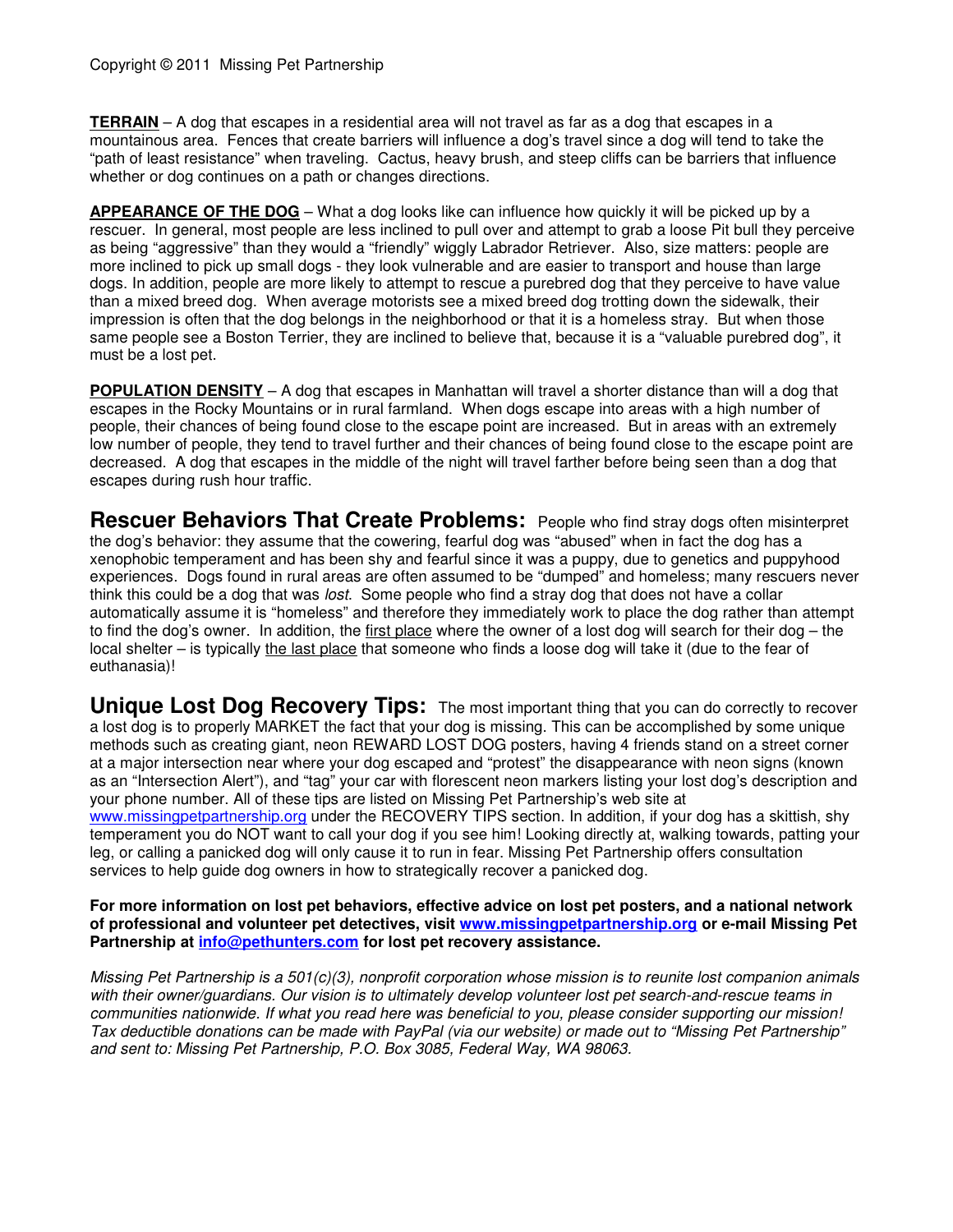Copyright © 2011 Missing Pet Partnership

**<u>TERRAIN</u>** – A dog that escapes in a residential area will not travel as far as a dog that escapes in a mountainous area. Fences that create barriers will influence a dog's travel since a dog will tend to take the "path of least resistance" when traveling. Cactus, heavy brush, and steep cliffs can be barriers that influence whether or dog continues on a path or changes directions.

**<u>APPEARANCE OF THE DOG</u>** – What a dog looks like can influence how quickly it will be picked up by a rescuer. In general, most people are less inclined to pull over and attempt to grab a loose Pit bull they perceive as being "aggressive" than they would a "friendly" wiggly Labrador Retriever. Also, size matters: people are more inclined to pick up small dogs - they look vulnerable and are easier to transport and house than large dogs. In addition, people are more likely to attempt to rescue a purebred dog that they perceive to have value than a mixed breed dog. When average motorists see a mixed breed dog trotting down the sidewalk, their impression is often that the dog belongs in the neighborhood or that it is a homeless stray. But when those same people see a Boston Terrier, they are inclined to believe that, because it is a "valuable purebred dog", it must be a lost pet.

**<u>POPULATION DENSITY</u>** – A dog that escapes in Manhattan will travel a shorter distance than will a dog that escapes in the Rocky Mountains or in rural farmland. When dogs escape into areas with a high number of people, their chances of being found close to the escape point are increased. But in areas with an extremely low number of people, they tend to travel further and their chances of being found close to the escape point are decreased. A dog that escapes in the middle of the night will travel farther before being seen than a dog that escapes during rush hour traffic.

**Rescuer Behaviors That Create Problems:** People who find stray dogs often misinterpret the dog's behavior: they assume that the cowering, fearful dog was "abused" when in fact the dog has a xenophobic temperament and has been shy and fearful since it was a puppy, due to genetics and puppyhood experiences. Dogs found in rural areas are often assumed to be "dumped" and homeless; many rescuers never think this could be a dog that was *lost*. Some people who find a stray dog that does not have a collar automatically assume it is "homeless" and therefore they immediately work to place the dog rather than attempt to find the dog's owner. In addition, the <u>first place</u> where the owner of a lost dog will search for their dog – the local shelter – is typically <u>the last place</u> that someone who finds a loose dog will take it (due to the fear of euthanasia)!

**Unique Lost Dog Recovery Tips:** The most important thing that you can do correctly to recover a lost dog is to properly MARKET the fact that your dog is missing. This can be accomplished by some unique methods such as creating giant, neon REWARD LOST DOG posters, having 4 friends stand on a street corner at a major intersection near where your dog escaped and "protest" the disappearance with neon signs (known as an "Intersection Alert"), and "tag" your car with florescent neon markers listing your lost dog's description and your phone number. All of these tips are listed on Missing Pet Partnership's web site at www.missingpetpartnership.org under the RECOVERY TIPS section. In addition, if your dog has a skittish, shy temperament you do NOT want to call your dog if you see him! Looking directly at, walking towards, patting your leg, or calling a panicked dog will only cause it to run in fear. Missing Pet Partnership offers consultation services to help guide dog owners in how to strategically recover a panicked dog.

**For more information on lost pet behaviors, effective advice on lost pet posters, and a national network of professional and volunteer pet detectives, visit www.missingpetpartnership.org or e-mail Missing Pet Partnership at info@pethunters.com for lost pet recovery assistance.**

*Missing Pet Partnership is a 501(c)(3), nonprofit corporation whose mission is to reunite lost companion animals with their owner/guardians. Our vision is to ultimately develop volunteer lost pet search-and-rescue teams in communities nationwide. If what you read here was beneficial to you, please consider supporting our mission! Tax deductible donations can be made with PayPal (via our website) or made out to "Missing Pet Partnership" and sent to: Missing Pet Partnership, P.O. Box 3085, Federal Way, WA 98063.*